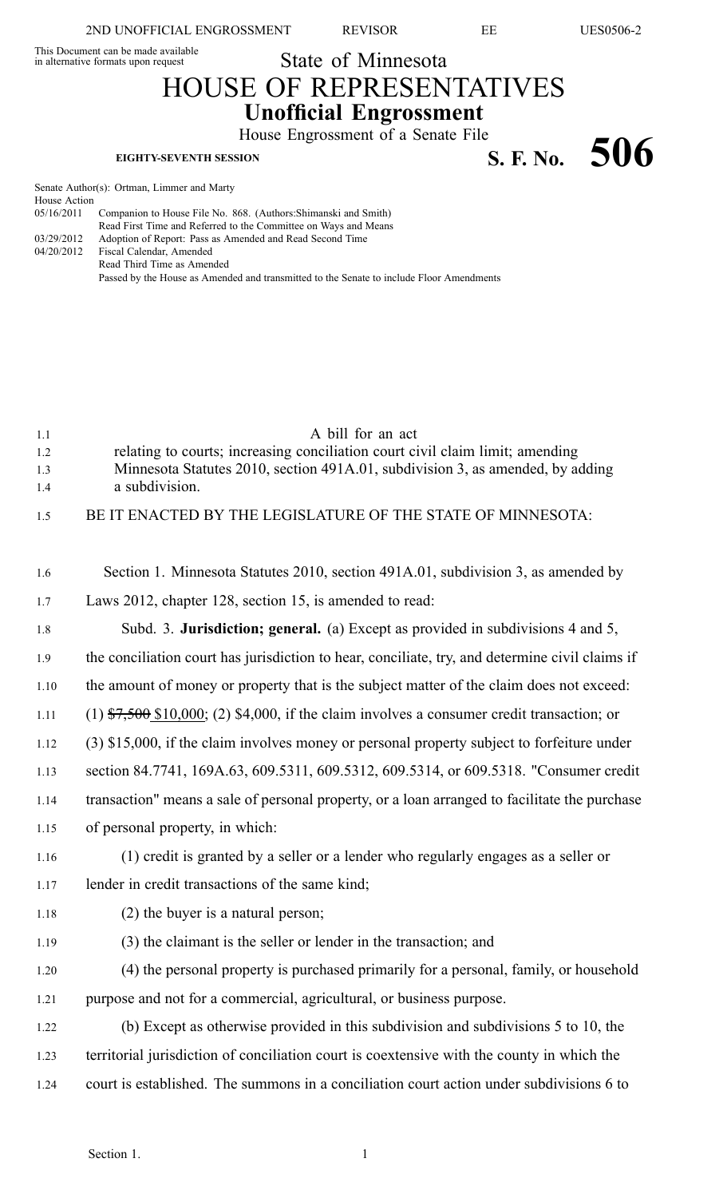This Document can be made available in alternative formats upon request

# State of Minnesota
# HOUSE OF REPRESENTATIVES
## Unofficial Engrossment

House Engrossment of a Senate File

**EIGHTY-SEVENTH SESSION**

# S. F. No. 506

Senate Author(s): Ortman, Limmer and Marty

House Action

05/16/2011 Companion to House File No. 868. (Authors:Shimanski and Smith)
Read First Time and Referred to the Committee on Ways and Means

03/29/2012 Adoption of Report: Pass as Amended and Read Second Time

04/20/2012 Fiscal Calendar, Amended
Read Third Time as Amended
Passed by the House as Amended and transmitted to the Senate to include Floor Amendments

A bill for an act
relating to courts; increasing conciliation court civil claim limit; amending Minnesota Statutes 2010, section 491A.01, subdivision 3, as amended, by adding a subdivision.

BE IT ENACTED BY THE LEGISLATURE OF THE STATE OF MINNESOTA:

Section 1. Minnesota Statutes 2010, section 491A.01, subdivision 3, as amended by Laws 2012, chapter 128, section 15, is amended to read:

Subd. 3. **Jurisdiction; general.** (a) Except as provided in subdivisions 4 and 5, the conciliation court has jurisdiction to hear, conciliate, try, and determine civil claims if the amount of money or property that is the subject matter of the claim does not exceed: (1) ~~$7,500~~ $10,000; (2) $4,000, if the claim involves a consumer credit transaction; or (3) $15,000, if the claim involves money or personal property subject to forfeiture under section 84.7741, 169A.63, 609.5311, 609.5312, 609.5314, or 609.5318. "Consumer credit transaction" means a sale of personal property, or a loan arranged to facilitate the purchase of personal property, in which:

(1) credit is granted by a seller or a lender who regularly engages as a seller or lender in credit transactions of the same kind;

(2) the buyer is a natural person;

(3) the claimant is the seller or lender in the transaction; and

(4) the personal property is purchased primarily for a personal, family, or household purpose and not for a commercial, agricultural, or business purpose.

(b) Except as otherwise provided in this subdivision and subdivisions 5 to 10, the territorial jurisdiction of conciliation court is coextensive with the county in which the court is established. The summons in a conciliation court action under subdivisions 6 to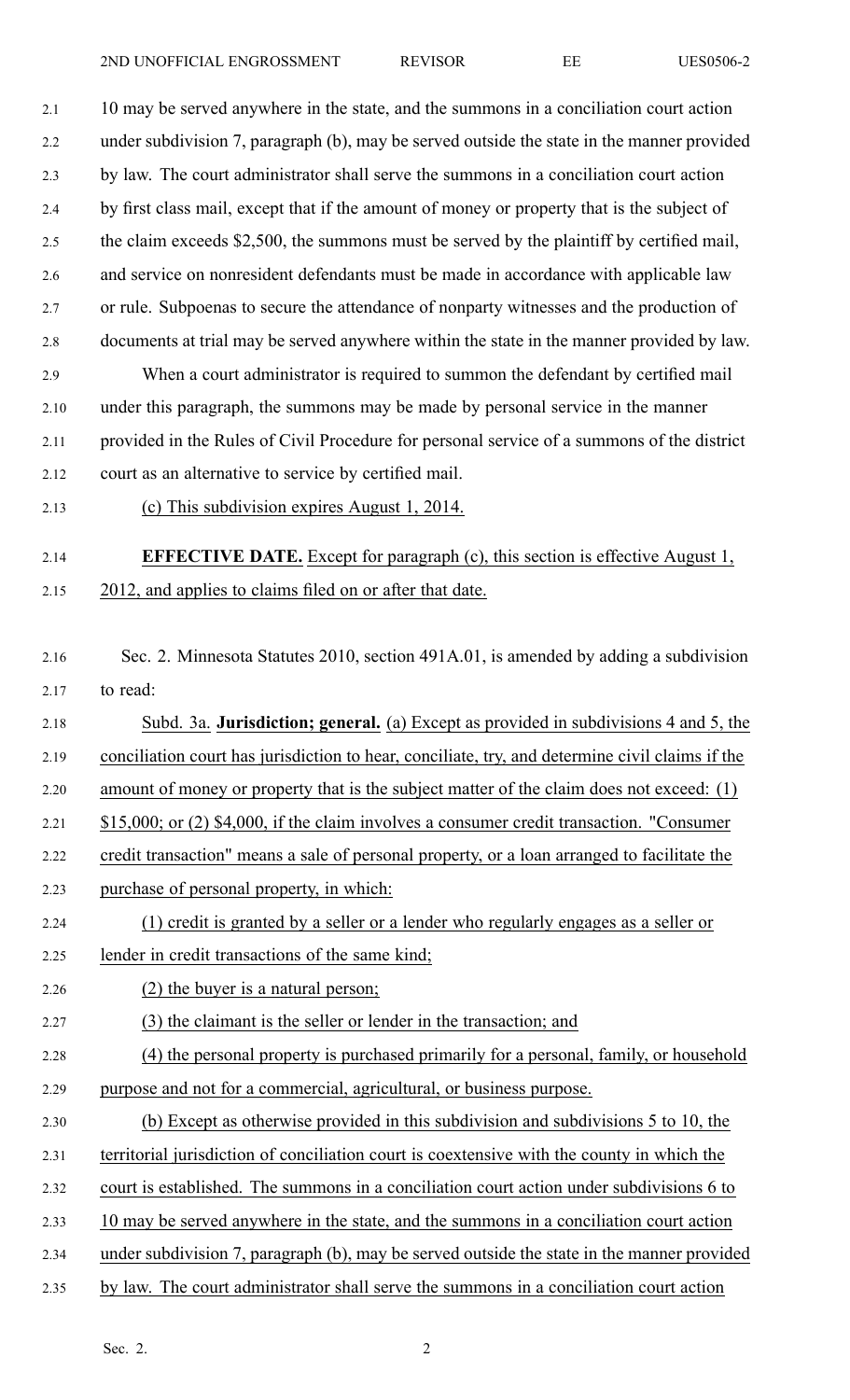10 may be served anywhere in the state, and the summons in a conciliation court action under subdivision 7, paragraph (b), may be served outside the state in the manner provided by law. The court administrator shall serve the summons in a conciliation court action by first class mail, except that if the amount of money or property that is the subject of the claim exceeds $2,500, the summons must be served by the plaintiff by certified mail, and service on nonresident defendants must be made in accordance with applicable law or rule. Subpoenas to secure the attendance of nonparty witnesses and the production of documents at trial may be served anywhere within the state in the manner provided by law.

When a court administrator is required to summon the defendant by certified mail under this paragraph, the summons may be made by personal service in the manner provided in the Rules of Civil Procedure for personal service of a summons of the district court as an alternative to service by certified mail.

(c) This subdivision expires August 1, 2014.

**EFFECTIVE DATE.** Except for paragraph (c), this section is effective August 1, 2012, and applies to claims filed on or after that date.

Sec. 2. Minnesota Statutes 2010, section 491A.01, is amended by adding a subdivision to read:

Subd. 3a. **Jurisdiction; general.** (a) Except as provided in subdivisions 4 and 5, the conciliation court has jurisdiction to hear, conciliate, try, and determine civil claims if the amount of money or property that is the subject matter of the claim does not exceed: (1) $15,000; or (2) $4,000, if the claim involves a consumer credit transaction. "Consumer credit transaction" means a sale of personal property, or a loan arranged to facilitate the purchase of personal property, in which:

(1) credit is granted by a seller or a lender who regularly engages as a seller or lender in credit transactions of the same kind;

(2) the buyer is a natural person;

(3) the claimant is the seller or lender in the transaction; and

(4) the personal property is purchased primarily for a personal, family, or household purpose and not for a commercial, agricultural, or business purpose.

(b) Except as otherwise provided in this subdivision and subdivisions 5 to 10, the territorial jurisdiction of conciliation court is coextensive with the county in which the court is established. The summons in a conciliation court action under subdivisions 6 to 10 may be served anywhere in the state, and the summons in a conciliation court action under subdivision 7, paragraph (b), may be served outside the state in the manner provided by law. The court administrator shall serve the summons in a conciliation court action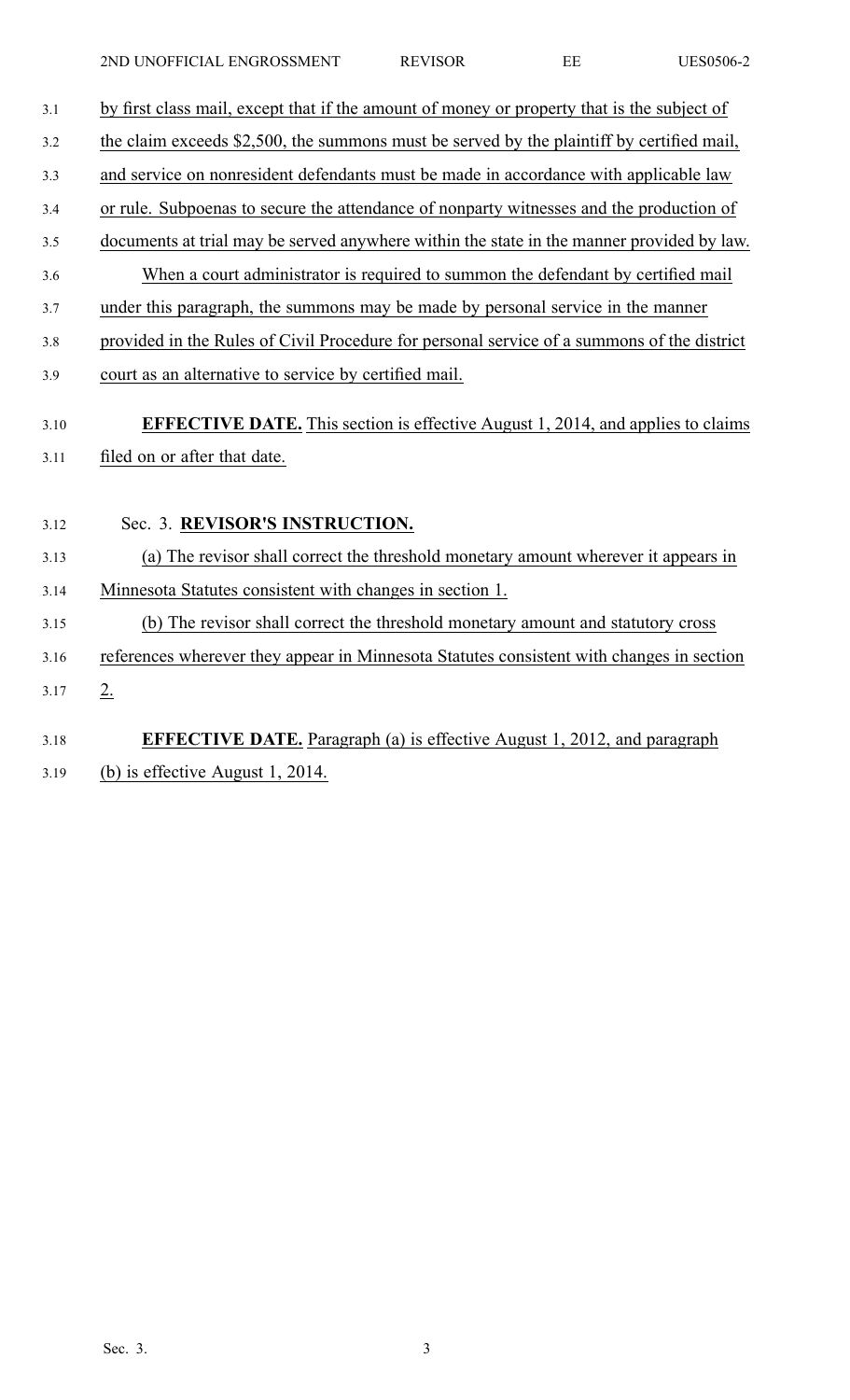by first class mail, except that if the amount of money or property that is the subject of the claim exceeds $2,500, the summons must be served by the plaintiff by certified mail, and service on nonresident defendants must be made in accordance with applicable law or rule. Subpoenas to secure the attendance of nonparty witnesses and the production of documents at trial may be served anywhere within the state in the manner provided by law.

When a court administrator is required to summon the defendant by certified mail under this paragraph, the summons may be made by personal service in the manner provided in the Rules of Civil Procedure for personal service of a summons of the district court as an alternative to service by certified mail.

**EFFECTIVE DATE.** This section is effective August 1, 2014, and applies to claims filed on or after that date.

Sec. 3. **REVISOR'S INSTRUCTION.**

(a) The revisor shall correct the threshold monetary amount wherever it appears in Minnesota Statutes consistent with changes in section 1.

(b) The revisor shall correct the threshold monetary amount and statutory cross references wherever they appear in Minnesota Statutes consistent with changes in section 2.

**EFFECTIVE DATE.** Paragraph (a) is effective August 1, 2012, and paragraph (b) is effective August 1, 2014.